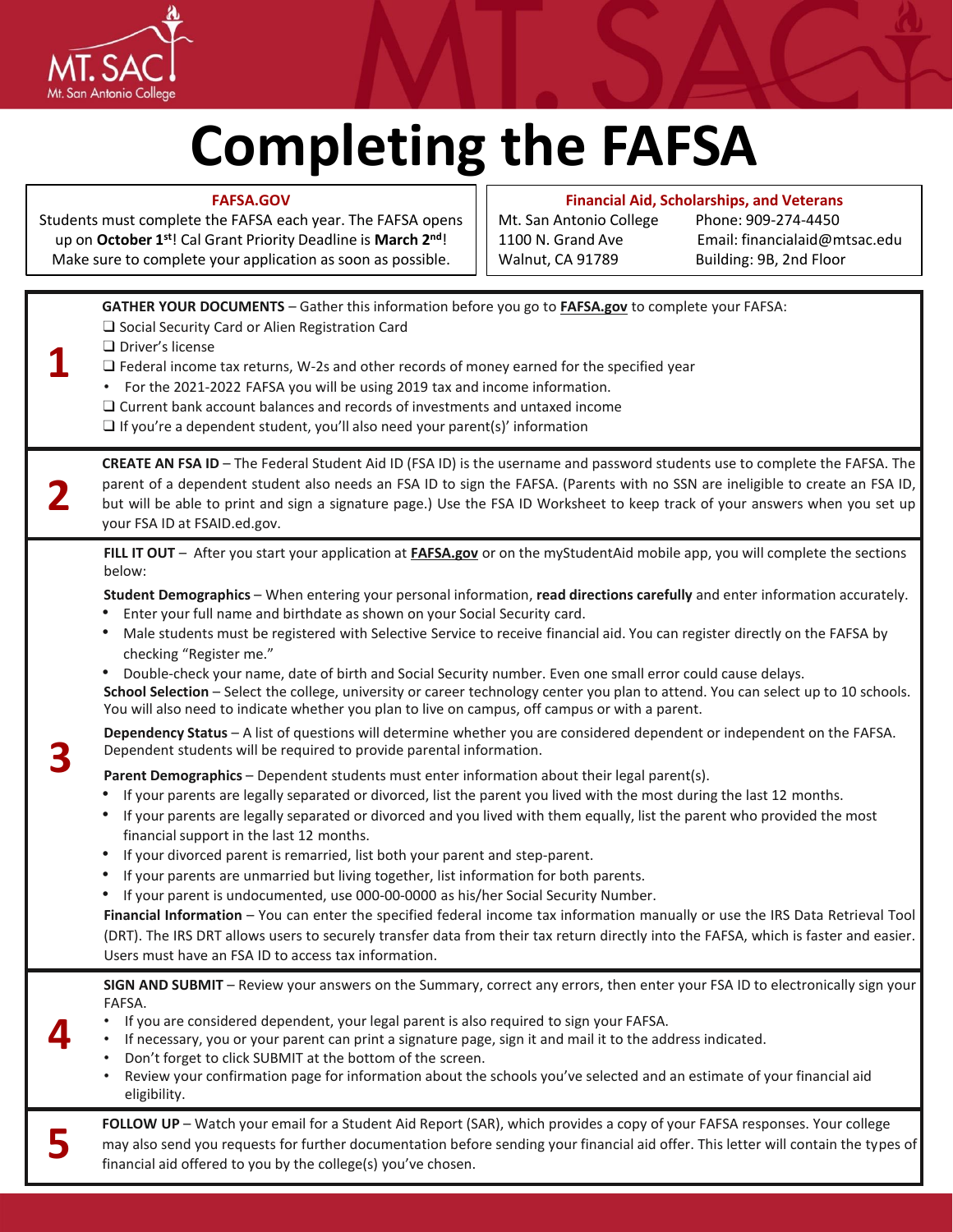# Completing the FATSA

MT. SAC
Mt. San Antonio College

# Completing the FAFSA

**FAFSA.GOV**

Students must complete the FAFSA each year. The FAFSA opens up on **October 1st**! Cal Grant Priority Deadline is **March 2nd**! Make sure to complete your application as soon as possible.

**Financial Aid, Scholarships, and Veterans**

Mt. San Antonio College
1100 N. Grand Ave
Walnut, CA 91789

Phone: 909-274-4450
Email: financialaid@mtsac.edu
Building: 9B, 2nd Floor

## 1

**GATHER YOUR DOCUMENTS** – Gather this information before you go to **FAFSA.gov** to complete your FAFSA:

- ❑ Social Security Card or Alien Registration Card
- ❑ Driver's license
- ❑ Federal income tax returns, W-2s and other records of money earned for the specified year
  - For the 2021-2022 FAFSA you will be using 2019 tax and income information.
- ❑ Current bank account balances and records of investments and untaxed income
- ❑ If you're a dependent student, you'll also need your parent(s)' information

## 2

**CREATE AN FSA ID** – The Federal Student Aid ID (FSA ID) is the username and password students use to complete the FAFSA. The parent of a dependent student also needs an FSA ID to sign the FAFSA. (Parents with no SSN are ineligible to create an FSA ID, but will be able to print and sign a signature page.) Use the FSA ID Worksheet to keep track of your answers when you set up your FSA ID at FSAID.ed.gov.

## 3

**FILL IT OUT** – After you start your application at **FAFSA.gov** or on the myStudentAid mobile app, you will complete the sections below:

**Student Demographics** – When entering your personal information, **read directions carefully** and enter information accurately.

- Enter your full name and birthdate as shown on your Social Security card.
- Male students must be registered with Selective Service to receive financial aid. You can register directly on the FAFSA by checking "Register me."
- Double-check your name, date of birth and Social Security number. Even one small error could cause delays.

**School Selection** – Select the college, university or career technology center you plan to attend. You can select up to 10 schools. You will also need to indicate whether you plan to live on campus, off campus or with a parent.

**Dependency Status** – A list of questions will determine whether you are considered dependent or independent on the FAFSA. Dependent students will be required to provide parental information.

**Parent Demographics** – Dependent students must enter information about their legal parent(s).

- If your parents are legally separated or divorced, list the parent you lived with the most during the last 12 months.
- If your parents are legally separated or divorced and you lived with them equally, list the parent who provided the most financial support in the last 12 months.
- If your divorced parent is remarried, list both your parent and step-parent.
- If your parents are unmarried but living together, list information for both parents.
- If your parent is undocumented, use 000-00-0000 as his/her Social Security Number.

**Financial Information** – You can enter the specified federal income tax information manually or use the IRS Data Retrieval Tool (DRT). The IRS DRT allows users to securely transfer data from their tax return directly into the FAFSA, which is faster and easier. Users must have an FSA ID to access tax information.

## 4

**SIGN AND SUBMIT** – Review your answers on the Summary, correct any errors, then enter your FSA ID to electronically sign your FAFSA.

- If you are considered dependent, your legal parent is also required to sign your FAFSA.
- If necessary, you or your parent can print a signature page, sign it and mail it to the address indicated.
- Don't forget to click SUBMIT at the bottom of the screen.
- Review your confirmation page for information about the schools you've selected and an estimate of your financial aid eligibility.

## 5

**FOLLOW UP** – Watch your email for a Student Aid Report (SAR), which provides a copy of your FAFSA responses. Your college may also send you requests for further documentation before sending your financial aid offer. This letter will contain the types of financial aid offered to you by the college(s) you've chosen.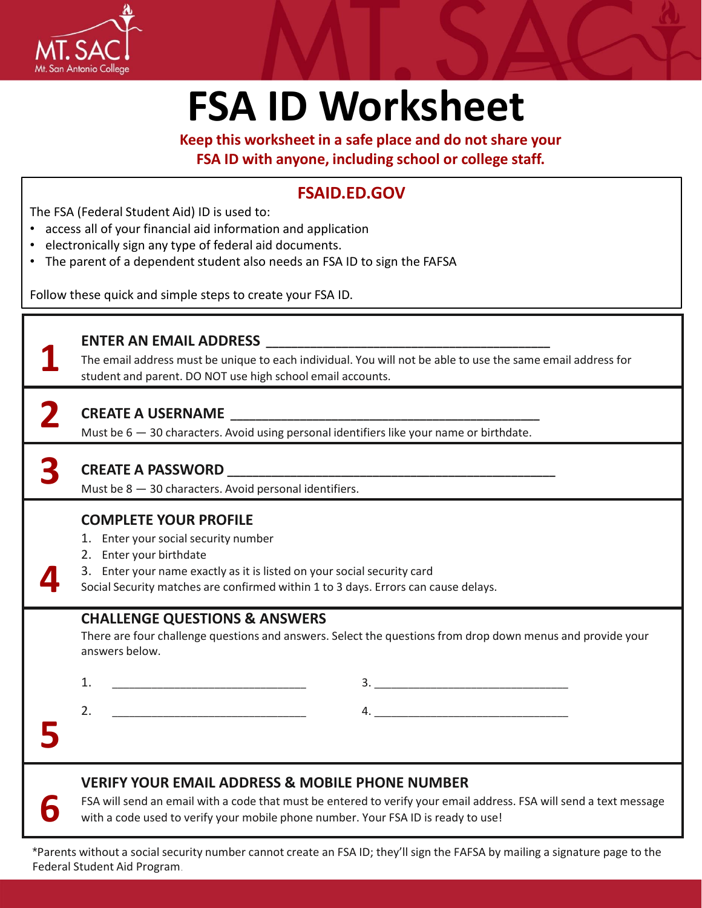# FSA ID Worksheet

**Keep this worksheet in a safe place and do not share your FSA ID with anyone, including school or college staff.**

## FSAID.ED.GOV

The FSA (Federal Student Aid) ID is used to:

- access all of your financial aid information and application
- electronically sign any type of federal aid documents.
- The parent of a dependent student also needs an FSA ID to sign the FAFSA

Follow these quick and simple steps to create your FSA ID.

### 1 ENTER AN EMAIL ADDRESS ______________________________

The email address must be unique to each individual. You will not be able to use the same email address for student and parent. DO NOT use high school email accounts.

### 2 CREATE A USERNAME ______________________________

Must be 6 — 30 characters. Avoid using personal identifiers like your name or birthdate.

### 3 CREATE A PASSWORD ______________________________

Must be 8 — 30 characters. Avoid personal identifiers.

### 4 COMPLETE YOUR PROFILE

1. Enter your social security number
2. Enter your birthdate
3. Enter your name exactly as it is listed on your social security card

Social Security matches are confirmed within 1 to 3 days. Errors can cause delays.

### 5 CHALLENGE QUESTIONS & ANSWERS

There are four challenge questions and answers. Select the questions from drop down menus and provide your answers below.

1. ______________________________
2. ______________________________
3. ______________________________
4. ______________________________

### 6 VERIFY YOUR EMAIL ADDRESS & MOBILE PHONE NUMBER

FSA will send an email with a code that must be entered to verify your email address. FSA will send a text message with a code used to verify your mobile phone number. Your FSA ID is ready to use!

*Parents without a social security number cannot create an FSA ID; they'll sign the FAFSA by mailing a signature page to the Federal Student Aid Program.